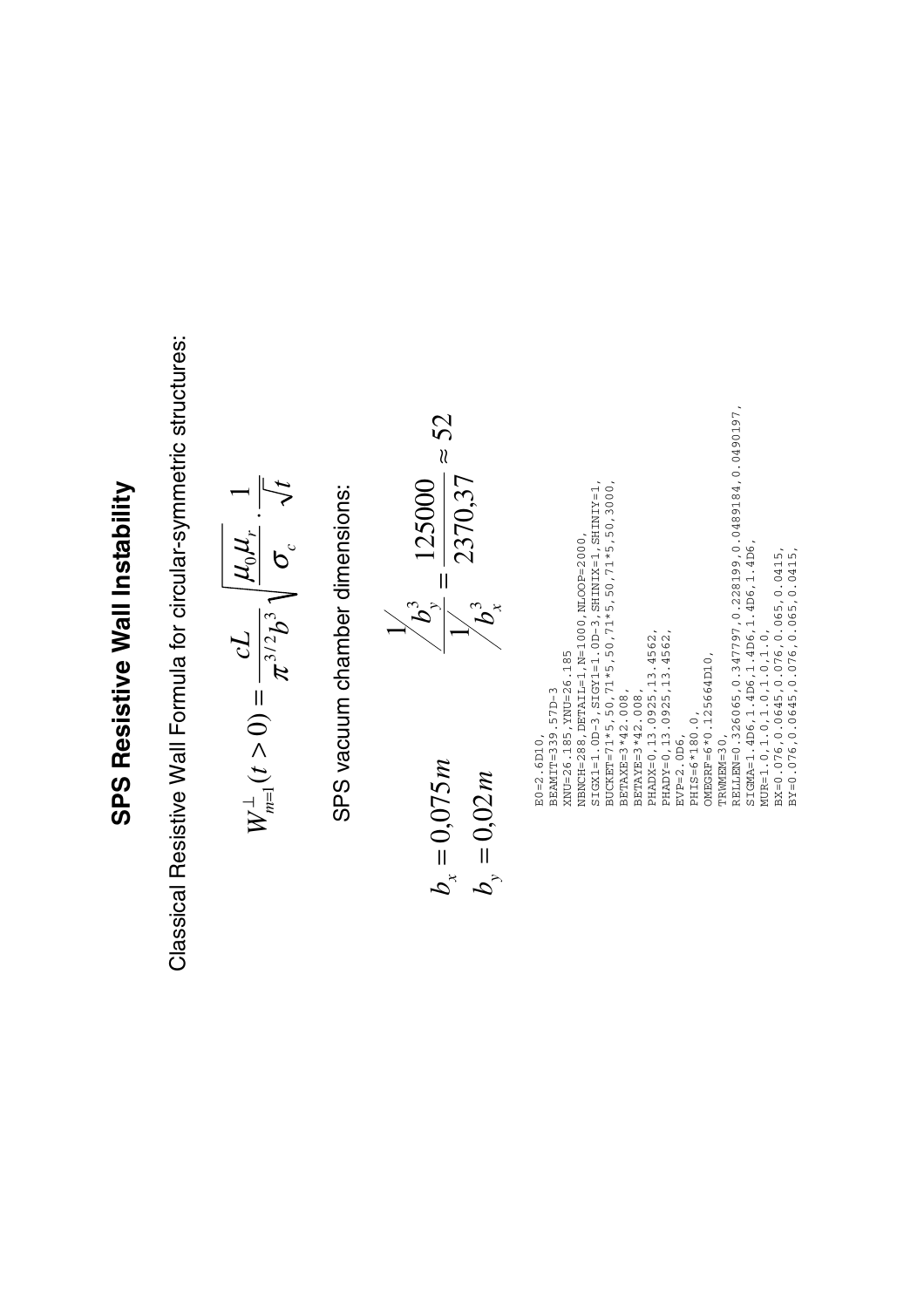# SPS Resistive Wall Instability

Classical Resistive Wall Formula for circular-symmetric structures:

$$W_{m=1}^{\perp}(t>0) = \frac{cL}{\pi^{3/2} b^3} \sqrt{\frac{\mu_0 \mu_r}{\sigma_c}} \cdot \frac{1}{\sqrt{t}}$$

SPS vacuum chamber dimensions:

$$b_x = 0{,}075 m$$

$$b_y = 0{,}02 m$$

$$\frac{1/b_y^3}{1/b_x^3} = \frac{125000}{2370{,}37} \approx 52$$

```
E0=2.6D10,
BEAMIT=339.57D-3
XNU=26.185,YNU=26.185
NBNCH=288,DETAIL=1,N=1000,NLOOP=2000,
SIGX1=1.0D-3,SIGY1=1.0D-3,SHINIX=1,SHINIY=1,
BUCKET=71*5,50,71*5,50,71*5,50,71*5,50,3000,
BETAXE=3*42.008,
BETAYE=3*42.008,
PHADX=0,13.0925,13.4562,
PHADY=0,13.0925,13.4562,
EVP=2.0D6,
PHIS=6*180.0,
OMEGRF=6*0.125664D10,
TRWMEM=30,
RELLEN=0.326065,0.347797,0.228199,0.0489184,0.0490197,
SIGMA=1.4D6,1.4D6,1.4D6,1.4D6,1.4D6,
MUR=1.0,1.0,1.0,1.0,1.0,
BX=0.076,0.0645,0.076,0.065,0.0415,
BY=0.076,0.0645,0.076,0.065,0.0415,
```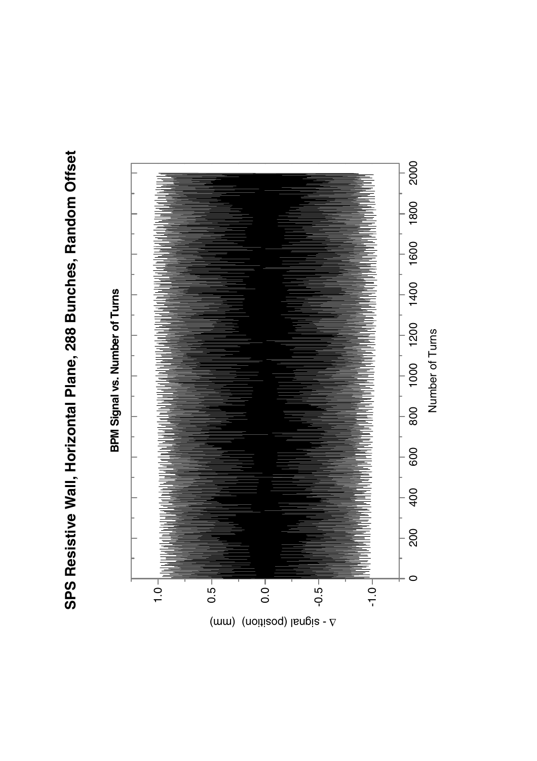SPS Resistive Wall, Horizontal Plane, 288 Bunches, Random Offset

BPM Signal vs. Number of Turns

Δ - signal (position) (mm)

1.0
0.5
0.0
-0.5
-1.0

0
200
400
600
800
1000
1200
1400
1600
1800
2000

Number of Turns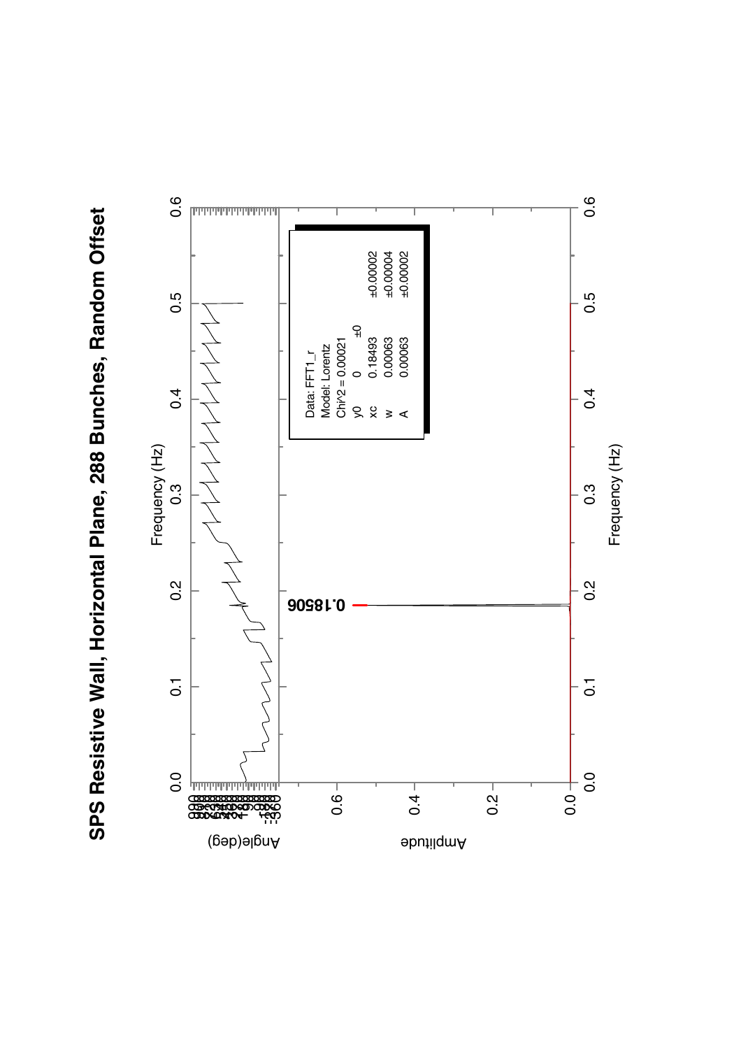# SPS Resistive Wall, Horizontal Plane, 288 Bunches, Random Offset

Frequency (Hz)

0.0 0.1 0.2 0.3 0.4 0.5 0.6

Angle(deg)

Amplitude

0.0 0.2 0.4 0.6

0.18506

Data: FFT1_r
Model: Lorentz
Chi^2 = 0.00021
y0 0 ±0
xc 0.18493 ±0.00002
w 0.00063 ±0.00004
A 0.00063 ±0.00002

Frequency (Hz)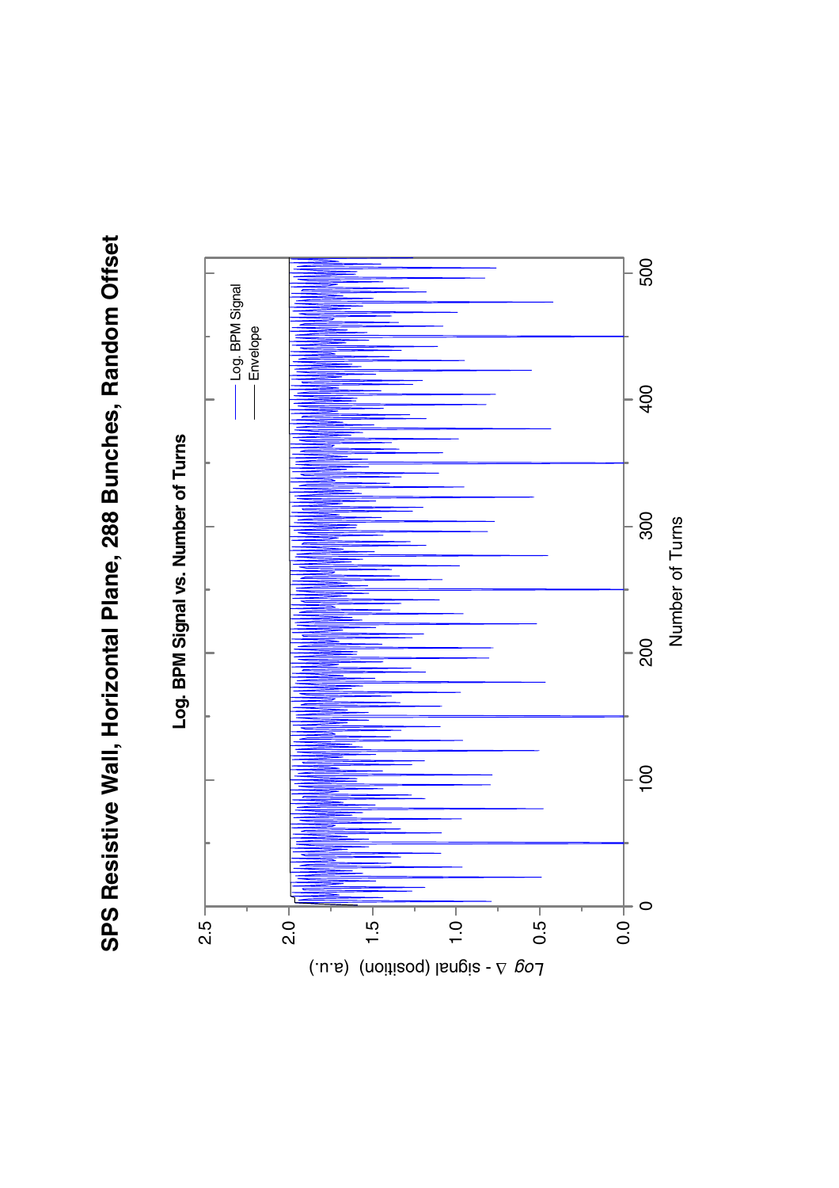# SPS Resistive Wall, Horizontal Plane, 288 Bunches, Random Offset

Log. BPM Signal vs. Number of Turns

Log. BPM Signal

Envelope

*Log* Δ - signal (position) (a.u.)

2.5

2.0

1.5

1.0

0.5

0.0

0

100

200

300

400

500

Number of Turns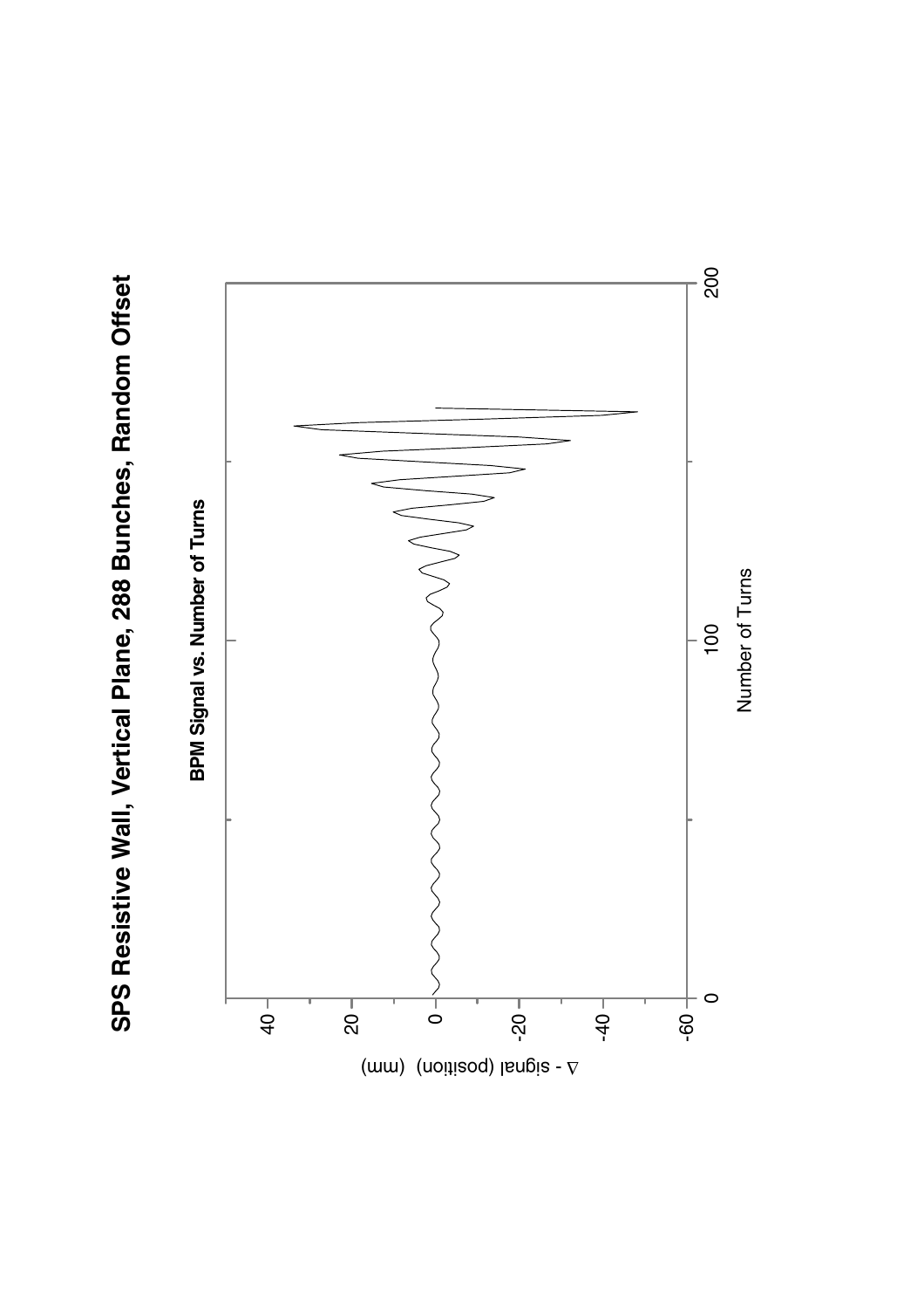# SPS Resistive Wall, Vertical Plane, 288 Bunches, Random Offset

**BPM Signal vs. Number of Turns**

Δ - signal (position) (mm)

40
20
0
-20
-40
-60

0
100
200

Number of Turns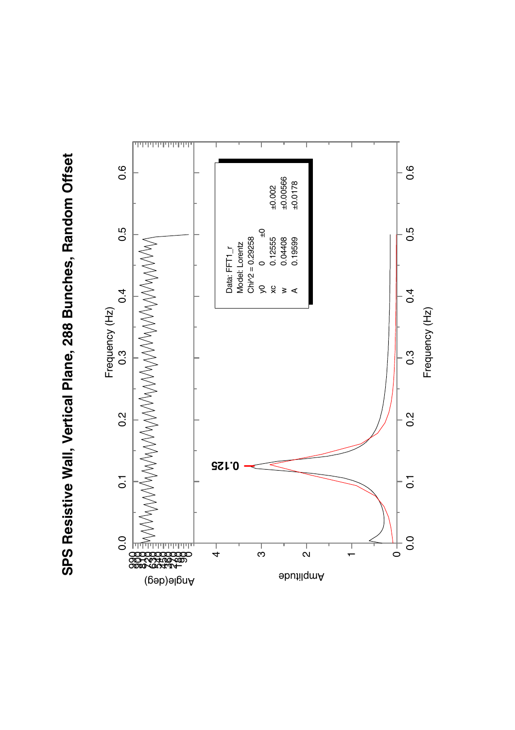# SPS Resistive Wall, Vertical Plane, 288 Bunches, Random Offset

Angle(deg)

Frequency (Hz)

0.0
0.1
0.2
0.3
0.4
0.5
0.6

Amplitude

0
1
2
3
4

0.125

Data: FFT1_r
Model: Lorentz
Chi^2 = 0.29258
y0 0 ±0
xc 0.12555 ±0.002
w 0.04408 ±0.00566
A 0.19599 ±0.0178

Frequency (Hz)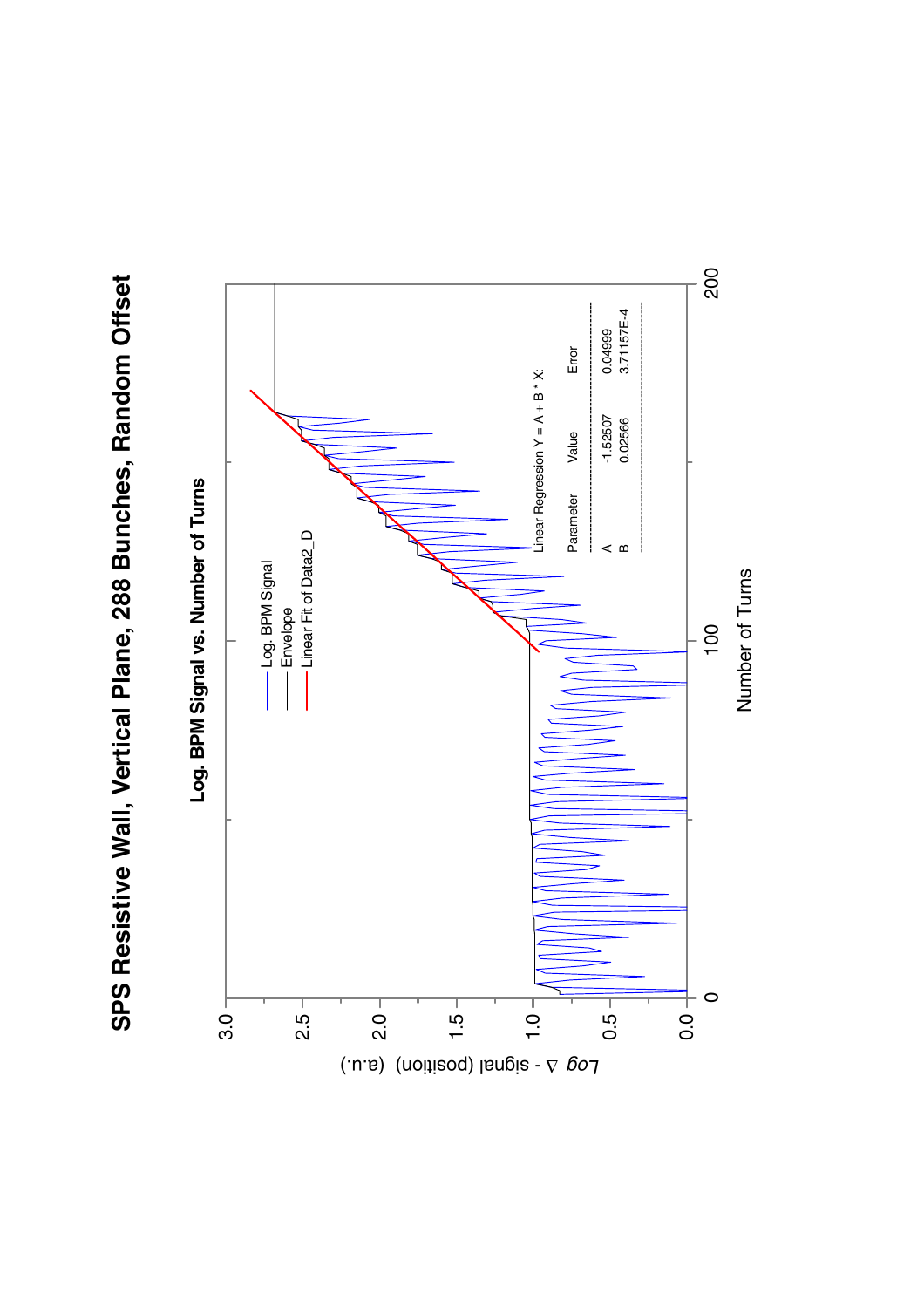# SPS Resistive Wall, Vertical Plane, 288 Bunches, Random Offset

Log. BPM Signal vs. Number of Turns

Log. BPM Signal
Envelope
Linear Fit of Data2_D

Linear Regression Y = A + B * X:

| Parameter | Value | Error |
|---|---|---|
| A | -1.52507 | 0.04999 |
| B | 0.02566 | 3.71157E-4 |

*Log* Δ - signal (position) (a.u.)

3.0
2.5
2.0
1.5
1.0
0.5
0.0

0
100
200

Number of Turns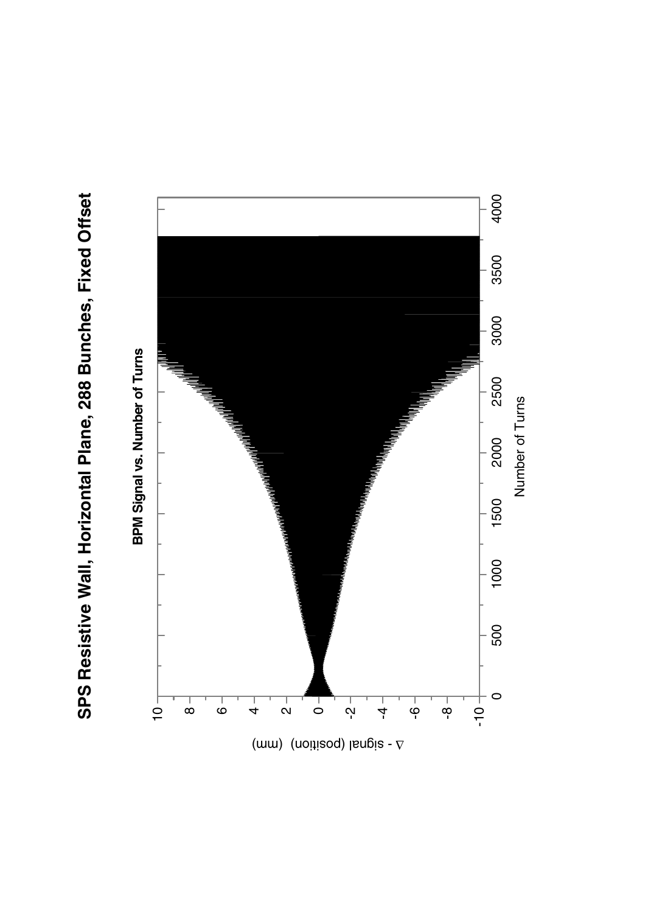# SPS Resistive Wall, Horizontal Plane, 288 Bunches, Fixed Offset

BPM Signal vs. Number of Turns

Δ - signal (position) (mm)

10
8
6
4
2
0
-2
-4
-6
-8
-10

0
500
1000
1500
2000
2500
3000
3500
4000

Number of Turns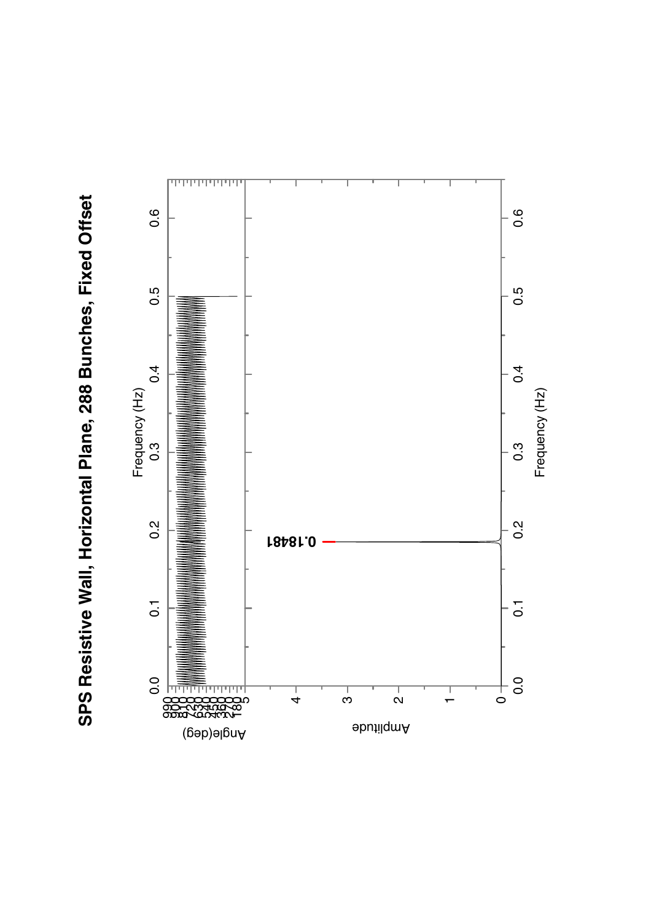# SPS Resistive Wall, Horizontal Plane, 288 Bunches, Fixed Offset

Angle(deg)

990
900
810
720
630
540
450
360
270
180

Frequency (Hz)

0.0
0.1
0.2
0.3
0.4
0.5
0.6

Amplitude

5
4
3
2
1
0

0.18481

Frequency (Hz)

0.0
0.1
0.2
0.3
0.4
0.5
0.6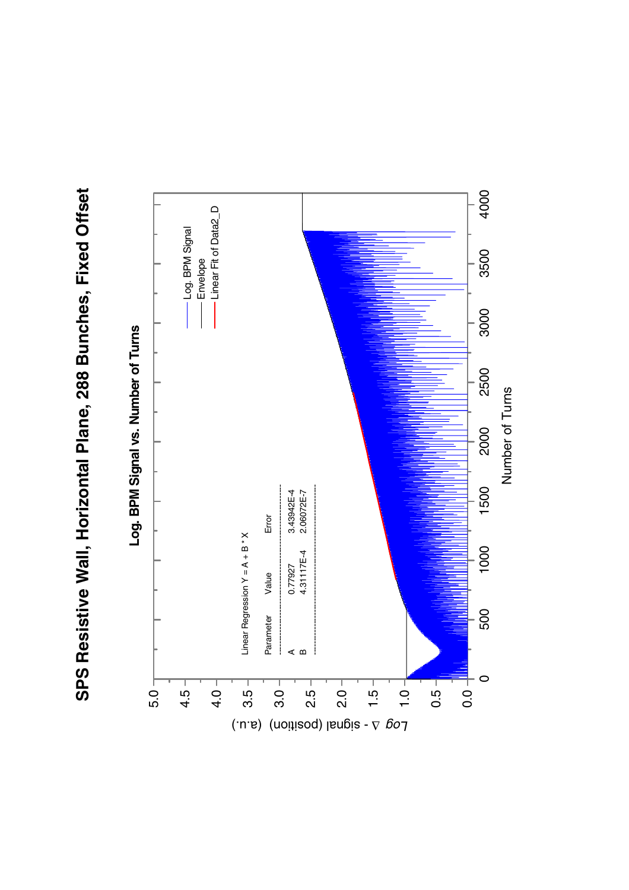# SPS Resistive Wall, Horizontal Plane, 288 Bunches, Fixed Offset

## Log. BPM Signal vs. Number of Turns

Linear Regression Y = A + B * X

| Parameter | Value | Error |
| --- | --- | --- |
| A | 0.77927 | 3.43942E-4 |
| B | 4.31117E-4 | 2.06072E-7 |

Legend: Log. BPM Signal; Envelope; Linear Fit of Data2_D

*Log* Δ - signal (position) (a.u.)

Number of Turns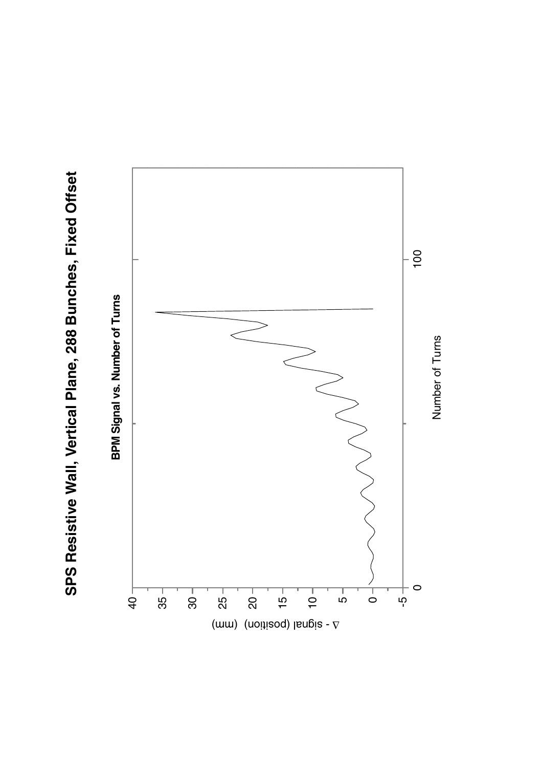# SPS Resistive Wall, Vertical Plane, 288 Bunches, Fixed Offset

BPM Signal vs. Number of Turns

Δ - signal (position) (mm)

40
35
30
25
20
15
10
5
0
-5

0
100

Number of Turns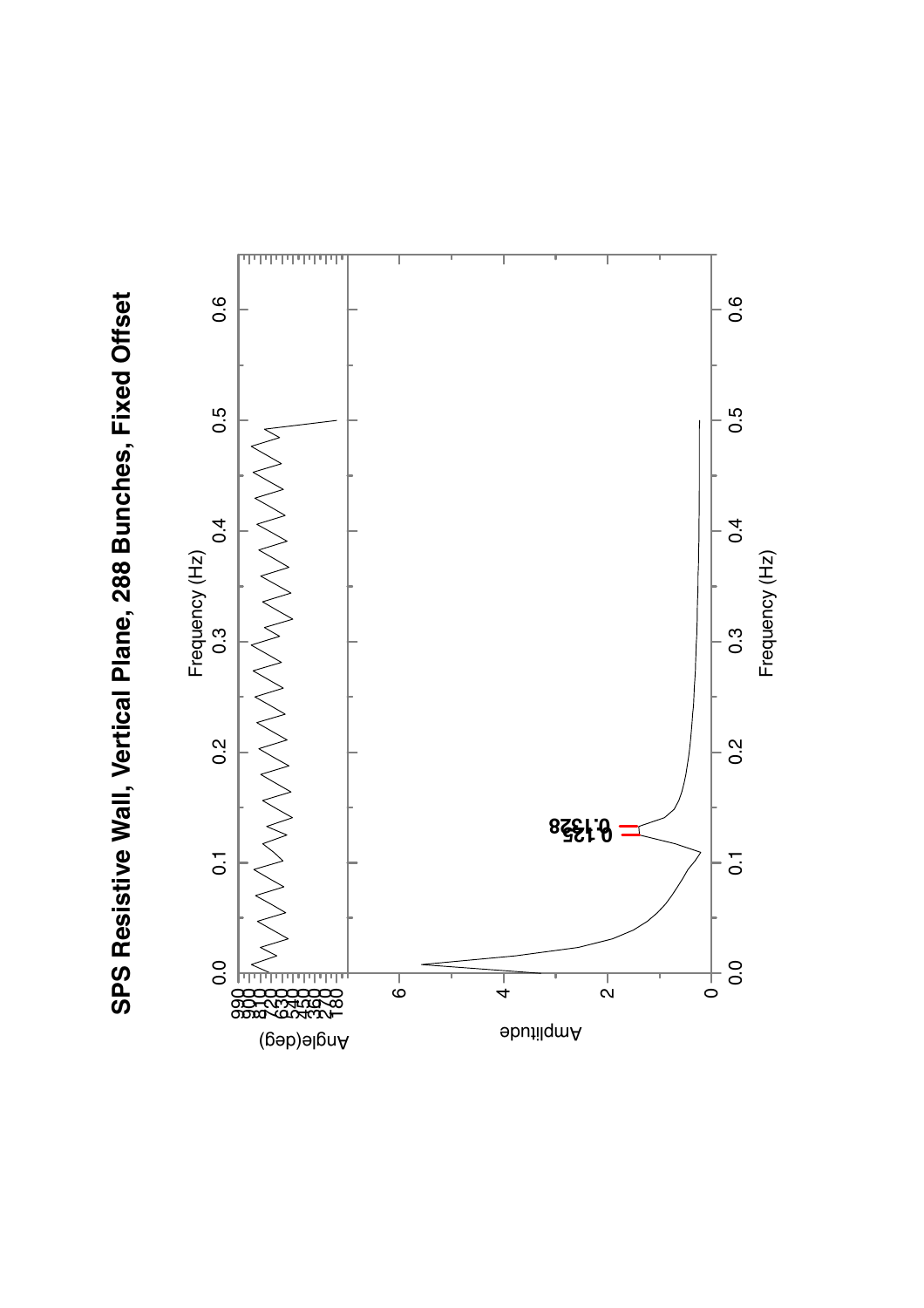# SPS Resistive Wall, Vertical Plane, 288 Bunches, Fixed Offset

Angle(deg)

990
900
810
720
630
540
450
360
270
180

Frequency (Hz)

0.0
0.1
0.2
0.3
0.4
0.5
0.6

Amplitude

6
4
2
0

0.125
0.1328

Frequency (Hz)

0.0
0.1
0.2
0.3
0.4
0.5
0.6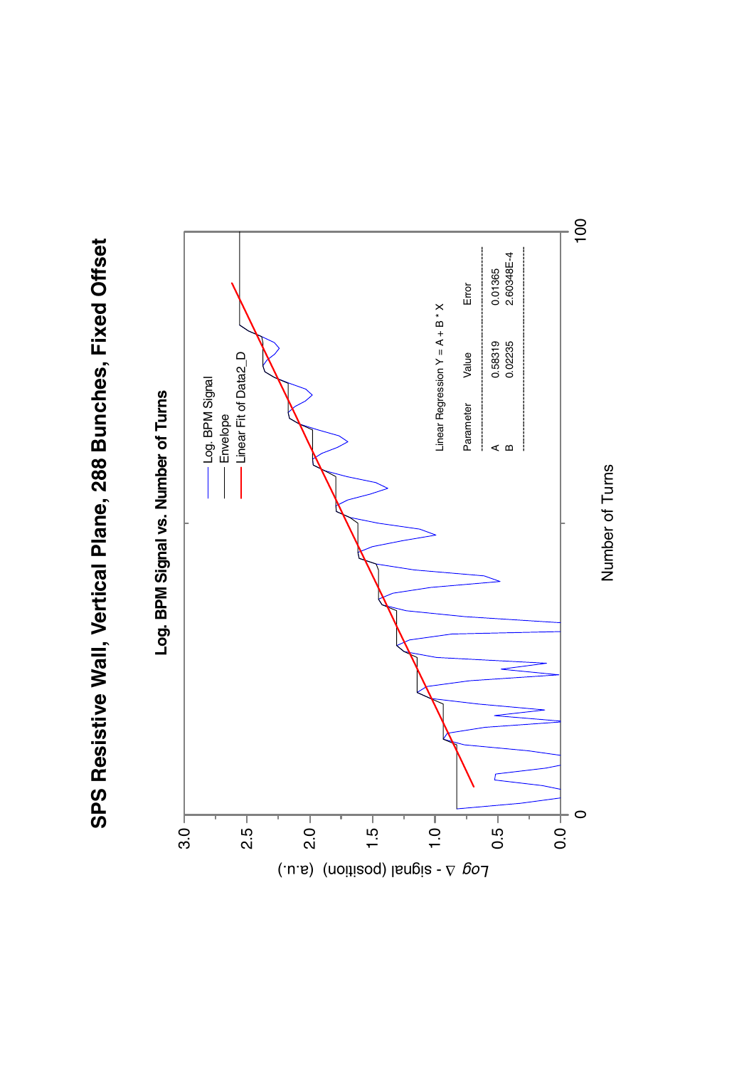# SPS Resistive Wall, Vertical Plane, 288 Bunches, Fixed Offset

Log. BPM Signal vs. Number of Turns

Log. BPM Signal
Envelope
Linear Fit of Data2_D

Linear Regression Y = A + B * X

| Parameter | Value | Error |
|---|---|---|
| A | 0.58319 | 0.01365 |
| B | 0.02235 | 2.60348E-4 |

*Log* Δ - signal (position) (a.u.)

3.0
2.5
2.0
1.5
1.0
0.5
0.0

0
100

Number of Turns